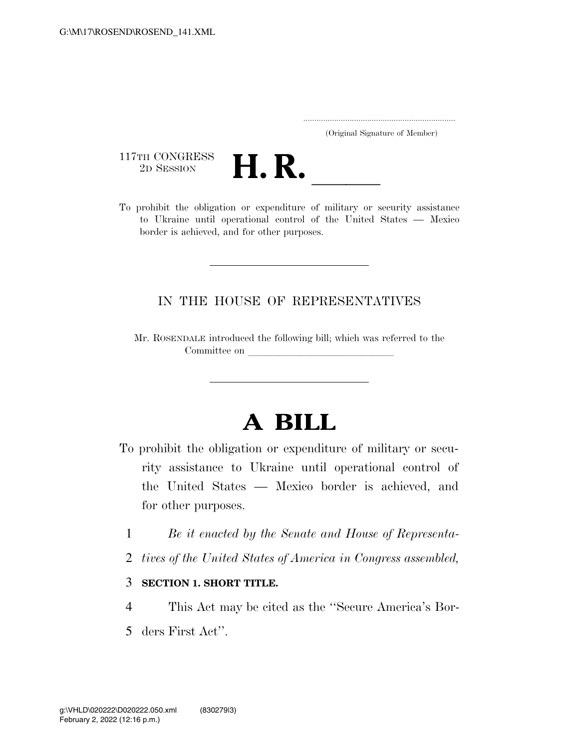(Original Signature of Member)

117TH CONGRESS
2D SESSION

# H. R. \_\_\_\_\_\_

To prohibit the obligation or expenditure of military or security assistance to Ukraine until operational control of the United States — Mexico border is achieved, and for other purposes.

---

IN THE HOUSE OF REPRESENTATIVES

Mr. ROSENDALE introduced the following bill; which was referred to the Committee on \_\_\_\_\_\_\_\_\_\_\_\_\_\_\_\_\_\_\_\_\_\_\_\_\_\_\_\_\_\_

---

# A BILL

To prohibit the obligation or expenditure of military or security assistance to Ukraine until operational control of the United States — Mexico border is achieved, and for other purposes.

1 *Be it enacted by the Senate and House of Representa-*
2 *tives of the United States of America in Congress assembled,*

3 **SECTION 1. SHORT TITLE.**

4 This Act may be cited as the ''Secure America's Bor-
5 ders First Act''.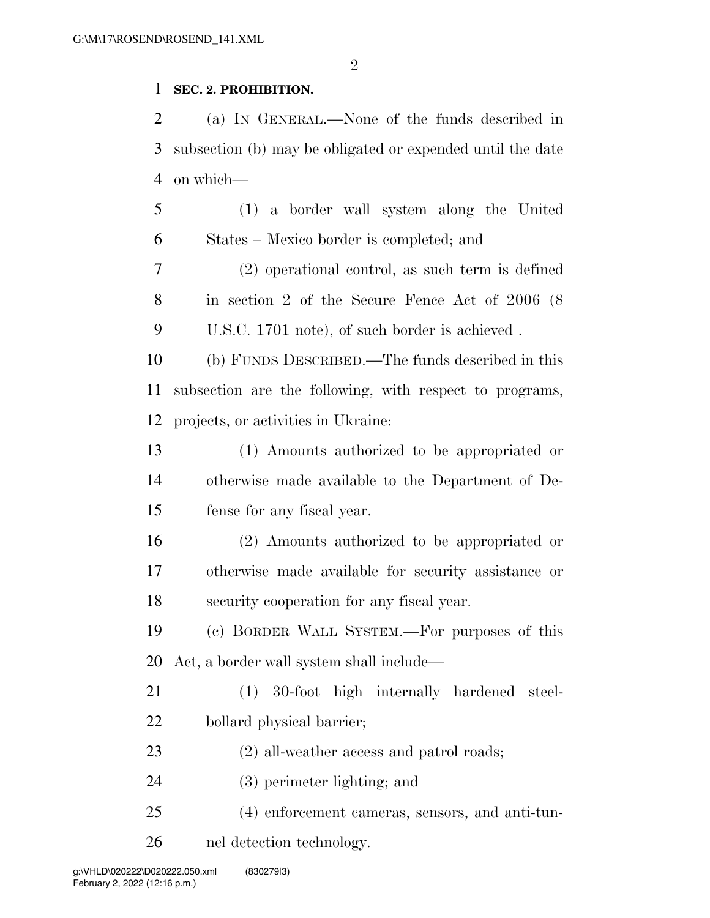**SEC. 2. PROHIBITION.**

(a) IN GENERAL.—None of the funds described in subsection (b) may be obligated or expended until the date on which—

(1) a border wall system along the United States – Mexico border is completed; and

(2) operational control, as such term is defined in section 2 of the Secure Fence Act of 2006 (8 U.S.C. 1701 note), of such border is achieved .

(b) FUNDS DESCRIBED.—The funds described in this subsection are the following, with respect to programs, projects, or activities in Ukraine:

(1) Amounts authorized to be appropriated or otherwise made available to the Department of Defense for any fiscal year.

(2) Amounts authorized to be appropriated or otherwise made available for security assistance or security cooperation for any fiscal year.

(c) BORDER WALL SYSTEM.—For purposes of this Act, a border wall system shall include—

(1) 30-foot high internally hardened steel-bollard physical barrier;

(2) all-weather access and patrol roads;

(3) perimeter lighting; and

(4) enforcement cameras, sensors, and anti-tunnel detection technology.